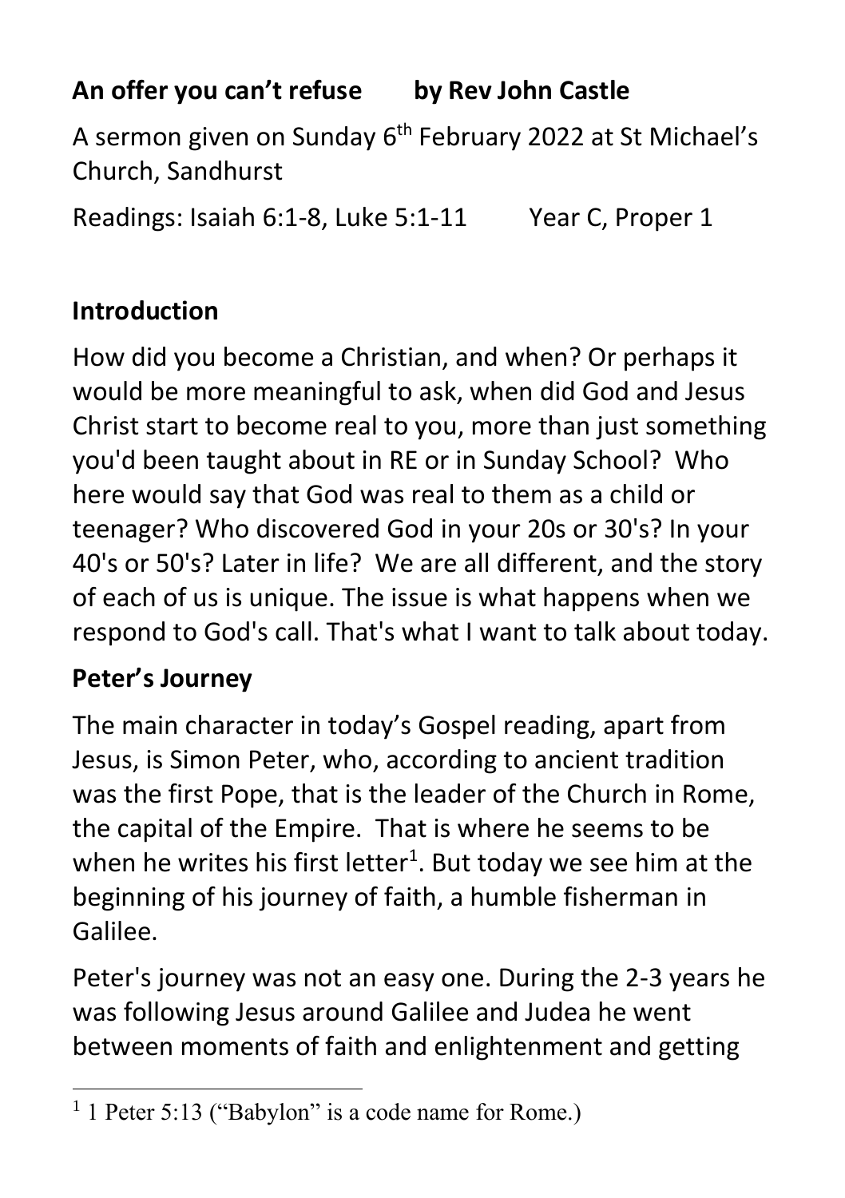# An offer you can't refuse by Rev John Castle

A sermon given on Sunday 6th February 2022 at St Michael's Church, Sandhurst

Readings: Isaiah 6:1-8, Luke 5:1-11 Year C, Proper 1

## Introduction

How did you become a Christian, and when? Or perhaps it would be more meaningful to ask, when did God and Jesus Christ start to become real to you, more than just something you'd been taught about in RE or in Sunday School? Who here would say that God was real to them as a child or teenager? Who discovered God in your 20s or 30's? In your 40's or 50's? Later in life? We are all different, and the story of each of us is unique. The issue is what happens when we respond to God's call. That's what I want to talk about today.

## Peter's Journey

The main character in today's Gospel reading, apart from Jesus, is Simon Peter, who, according to ancient tradition was the first Pope, that is the leader of the Church in Rome, the capital of the Empire. That is where he seems to be when he writes his first letter[1]. But today we see him at the beginning of his journey of faith, a humble fisherman in Galilee.

Peter's journey was not an easy one. During the 2-3 years he was following Jesus around Galilee and Judea he went between moments of faith and enlightenment and getting

---

[1] 1 Peter 5:13 ("Babylon" is a code name for Rome.)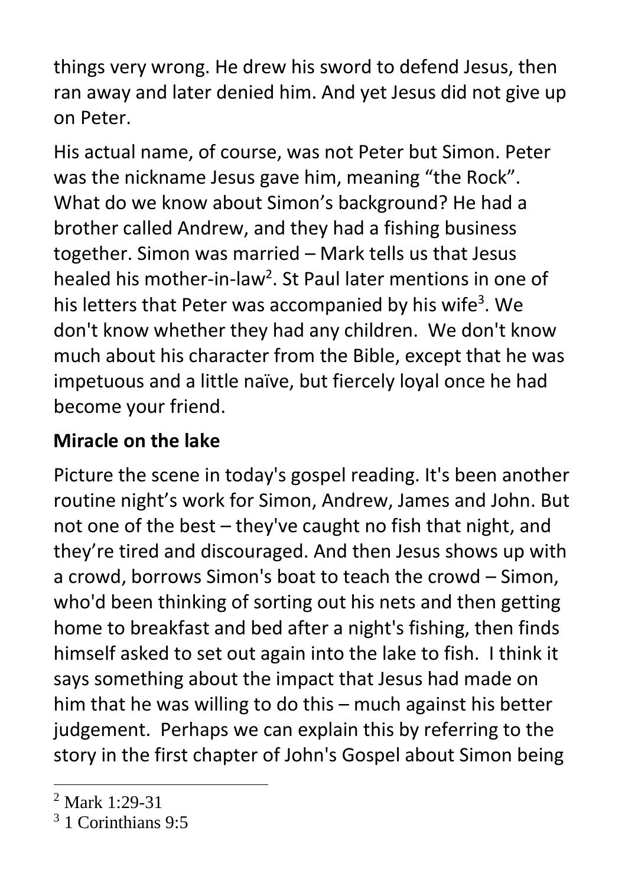things very wrong. He drew his sword to defend Jesus, then ran away and later denied him. And yet Jesus did not give up on Peter.

His actual name, of course, was not Peter but Simon. Peter was the nickname Jesus gave him, meaning "the Rock". What do we know about Simon's background? He had a brother called Andrew, and they had a fishing business together. Simon was married – Mark tells us that Jesus healed his mother-in-law[2]. St Paul later mentions in one of his letters that Peter was accompanied by his wife[3]. We don't know whether they had any children. We don't know much about his character from the Bible, except that he was impetuous and a little naïve, but fiercely loyal once he had become your friend.

## Miracle on the lake

Picture the scene in today's gospel reading. It's been another routine night's work for Simon, Andrew, James and John. But not one of the best – they've caught no fish that night, and they're tired and discouraged. And then Jesus shows up with a crowd, borrows Simon's boat to teach the crowd – Simon, who'd been thinking of sorting out his nets and then getting home to breakfast and bed after a night's fishing, then finds himself asked to set out again into the lake to fish. I think it says something about the impact that Jesus had made on him that he was willing to do this – much against his better judgement. Perhaps we can explain this by referring to the story in the first chapter of John's Gospel about Simon being

---

[2] Mark 1:29-31

[3] 1 Corinthians 9:5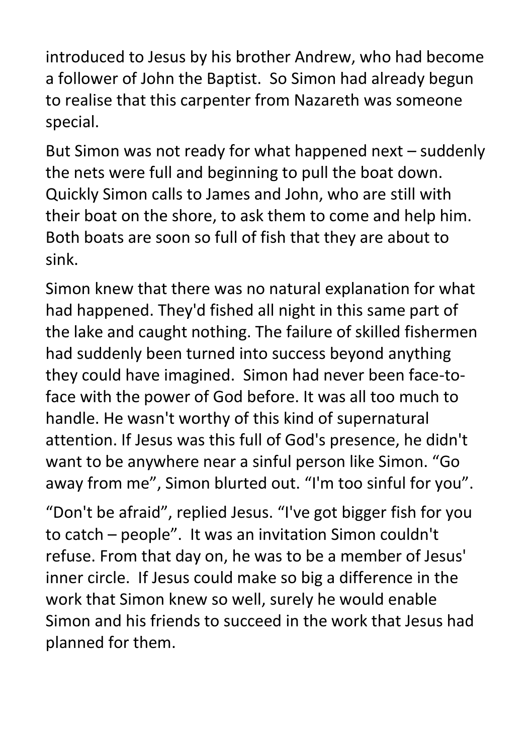introduced to Jesus by his brother Andrew, who had become a follower of John the Baptist. So Simon had already begun to realise that this carpenter from Nazareth was someone special.

But Simon was not ready for what happened next – suddenly the nets were full and beginning to pull the boat down. Quickly Simon calls to James and John, who are still with their boat on the shore, to ask them to come and help him. Both boats are soon so full of fish that they are about to sink.

Simon knew that there was no natural explanation for what had happened. They'd fished all night in this same part of the lake and caught nothing. The failure of skilled fishermen had suddenly been turned into success beyond anything they could have imagined. Simon had never been face-to-face with the power of God before. It was all too much to handle. He wasn't worthy of this kind of supernatural attention. If Jesus was this full of God's presence, he didn't want to be anywhere near a sinful person like Simon. "Go away from me", Simon blurted out. "I'm too sinful for you".

"Don't be afraid", replied Jesus. "I've got bigger fish for you to catch – people". It was an invitation Simon couldn't refuse. From that day on, he was to be a member of Jesus' inner circle. If Jesus could make so big a difference in the work that Simon knew so well, surely he would enable Simon and his friends to succeed in the work that Jesus had planned for them.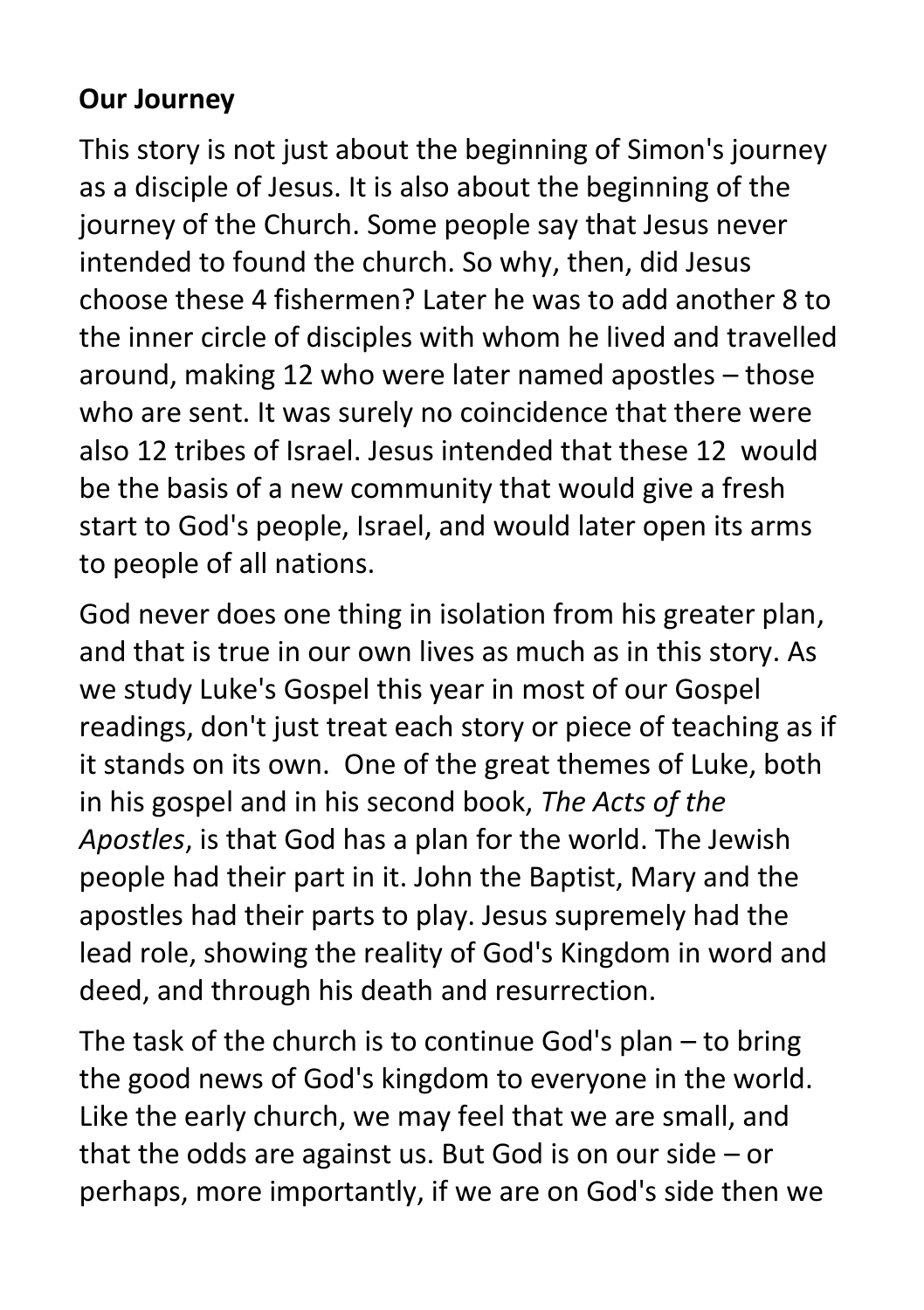**Our Journey**

This story is not just about the beginning of Simon's journey as a disciple of Jesus. It is also about the beginning of the journey of the Church. Some people say that Jesus never intended to found the church. So why, then, did Jesus choose these 4 fishermen? Later he was to add another 8 to the inner circle of disciples with whom he lived and travelled around, making 12 who were later named apostles – those who are sent. It was surely no coincidence that there were also 12 tribes of Israel. Jesus intended that these 12 would be the basis of a new community that would give a fresh start to God's people, Israel, and would later open its arms to people of all nations.

God never does one thing in isolation from his greater plan, and that is true in our own lives as much as in this story. As we study Luke's Gospel this year in most of our Gospel readings, don't just treat each story or piece of teaching as if it stands on its own. One of the great themes of Luke, both in his gospel and in his second book, *The Acts of the Apostles*, is that God has a plan for the world. The Jewish people had their part in it. John the Baptist, Mary and the apostles had their parts to play. Jesus supremely had the lead role, showing the reality of God's Kingdom in word and deed, and through his death and resurrection.

The task of the church is to continue God's plan – to bring the good news of God's kingdom to everyone in the world. Like the early church, we may feel that we are small, and that the odds are against us. But God is on our side – or perhaps, more importantly, if we are on God's side then we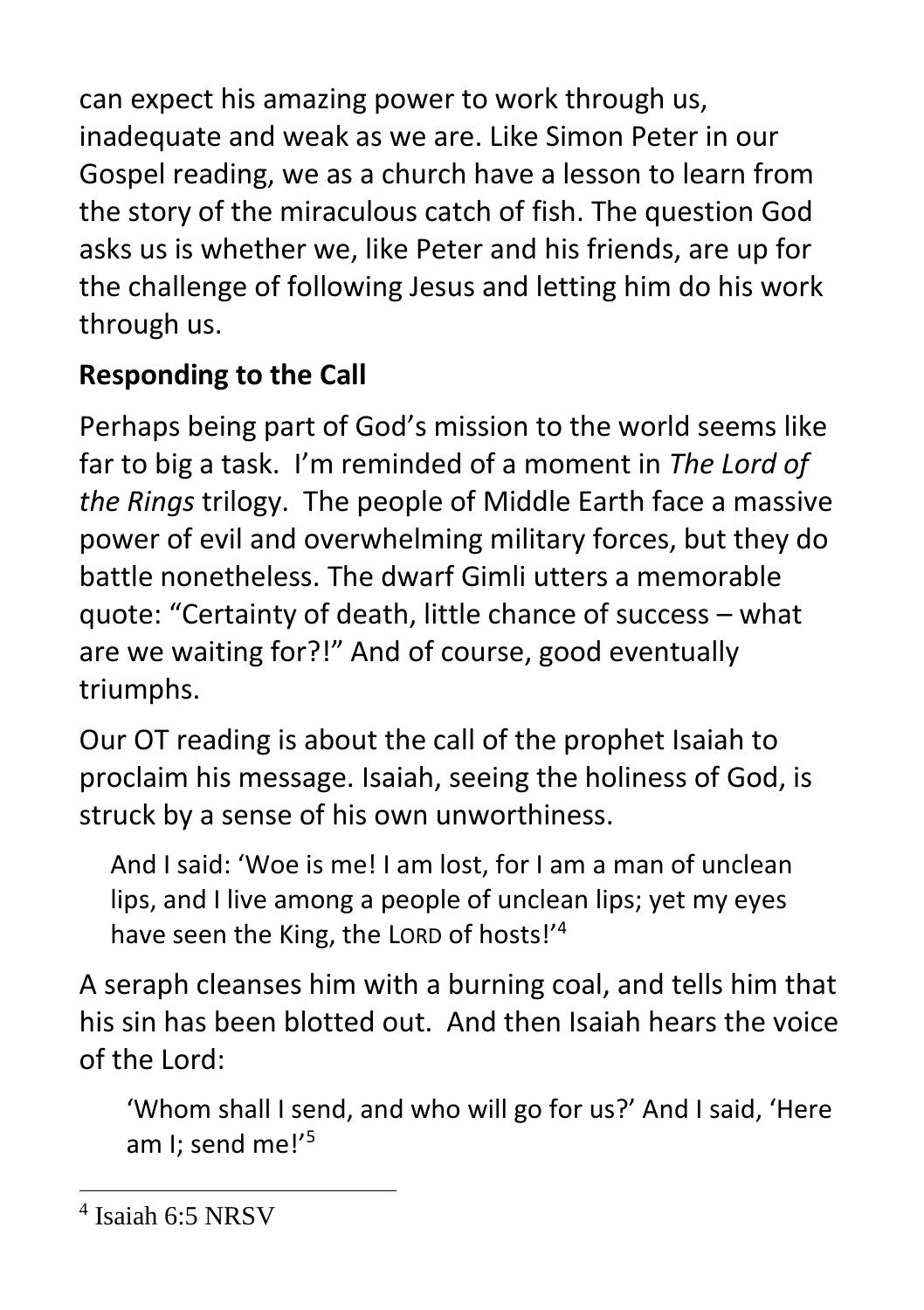can expect his amazing power to work through us, inadequate and weak as we are. Like Simon Peter in our Gospel reading, we as a church have a lesson to learn from the story of the miraculous catch of fish. The question God asks us is whether we, like Peter and his friends, are up for the challenge of following Jesus and letting him do his work through us.

**Responding to the Call**

Perhaps being part of God's mission to the world seems like far to big a task. I'm reminded of a moment in *The Lord of the Rings* trilogy. The people of Middle Earth face a massive power of evil and overwhelming military forces, but they do battle nonetheless. The dwarf Gimli utters a memorable quote: "Certainty of death, little chance of success – what are we waiting for?!" And of course, good eventually triumphs.

Our OT reading is about the call of the prophet Isaiah to proclaim his message. Isaiah, seeing the holiness of God, is struck by a sense of his own unworthiness.

> And I said: 'Woe is me! I am lost, for I am a man of unclean lips, and I live among a people of unclean lips; yet my eyes have seen the King, the LORD of hosts!'[4]

A seraph cleanses him with a burning coal, and tells him that his sin has been blotted out. And then Isaiah hears the voice of the Lord:

> 'Whom shall I send, and who will go for us?' And I said, 'Here am I; send me!'[5]

---

[4] Isaiah 6:5 NRSV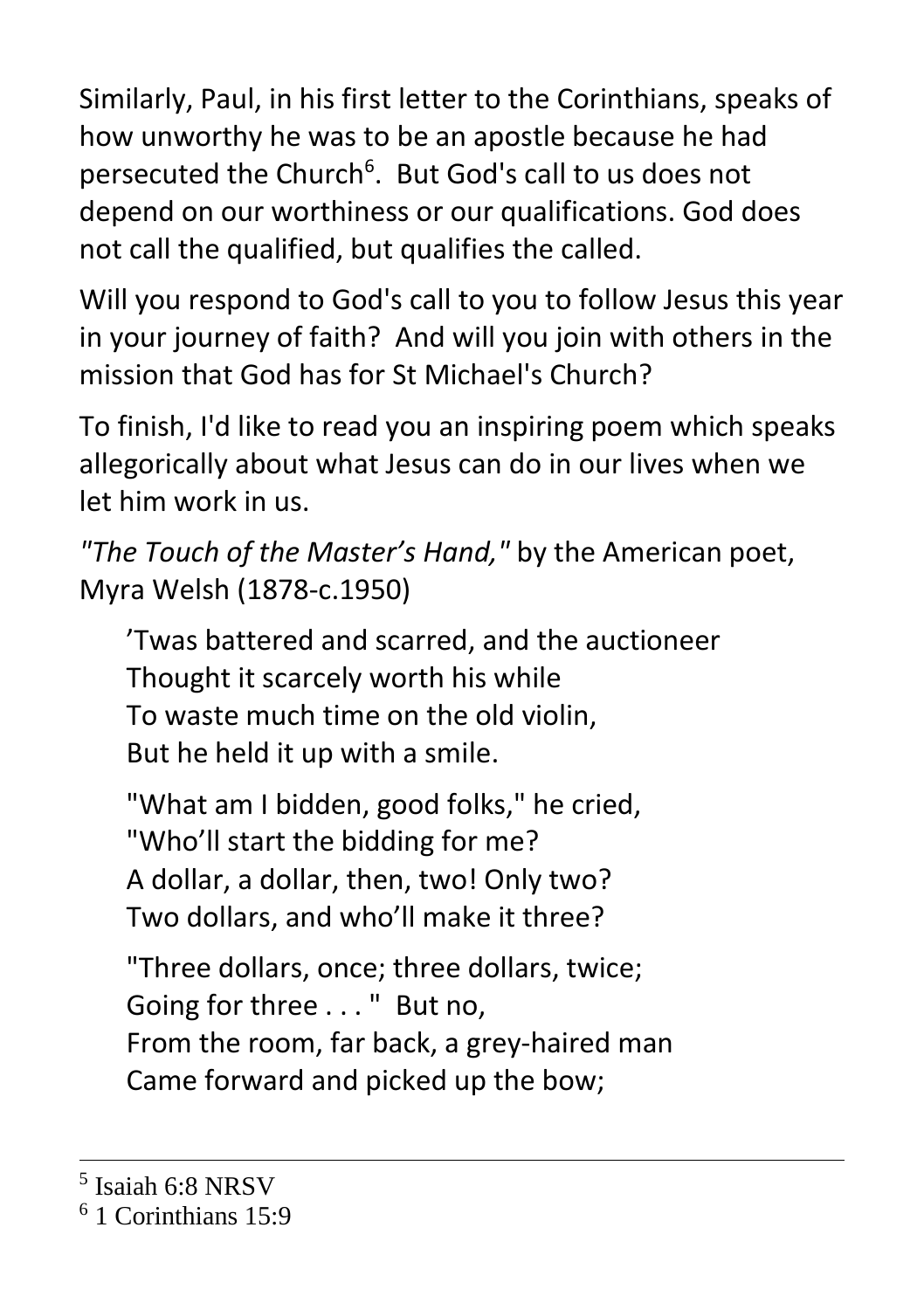Similarly, Paul, in his first letter to the Corinthians, speaks of how unworthy he was to be an apostle because he had persecuted the Church[6]. But God's call to us does not depend on our worthiness or our qualifications. God does not call the qualified, but qualifies the called.

Will you respond to God's call to you to follow Jesus this year in your journey of faith? And will you join with others in the mission that God has for St Michael's Church?

To finish, I'd like to read you an inspiring poem which speaks allegorically about what Jesus can do in our lives when we let him work in us.

*"The Touch of the Master's Hand,"* by the American poet, Myra Welsh (1878-c.1950)

> 'Twas battered and scarred, and the auctioneer
> Thought it scarcely worth his while
> To waste much time on the old violin,
> But he held it up with a smile.
>
> "What am I bidden, good folks," he cried,
> "Who'll start the bidding for me?
> A dollar, a dollar, then, two! Only two?
> Two dollars, and who'll make it three?
>
> "Three dollars, once; three dollars, twice;
> Going for three . . . " But no,
> From the room, far back, a grey-haired man
> Came forward and picked up the bow;

---

[5] Isaiah 6:8 NRSV

[6] 1 Corinthians 15:9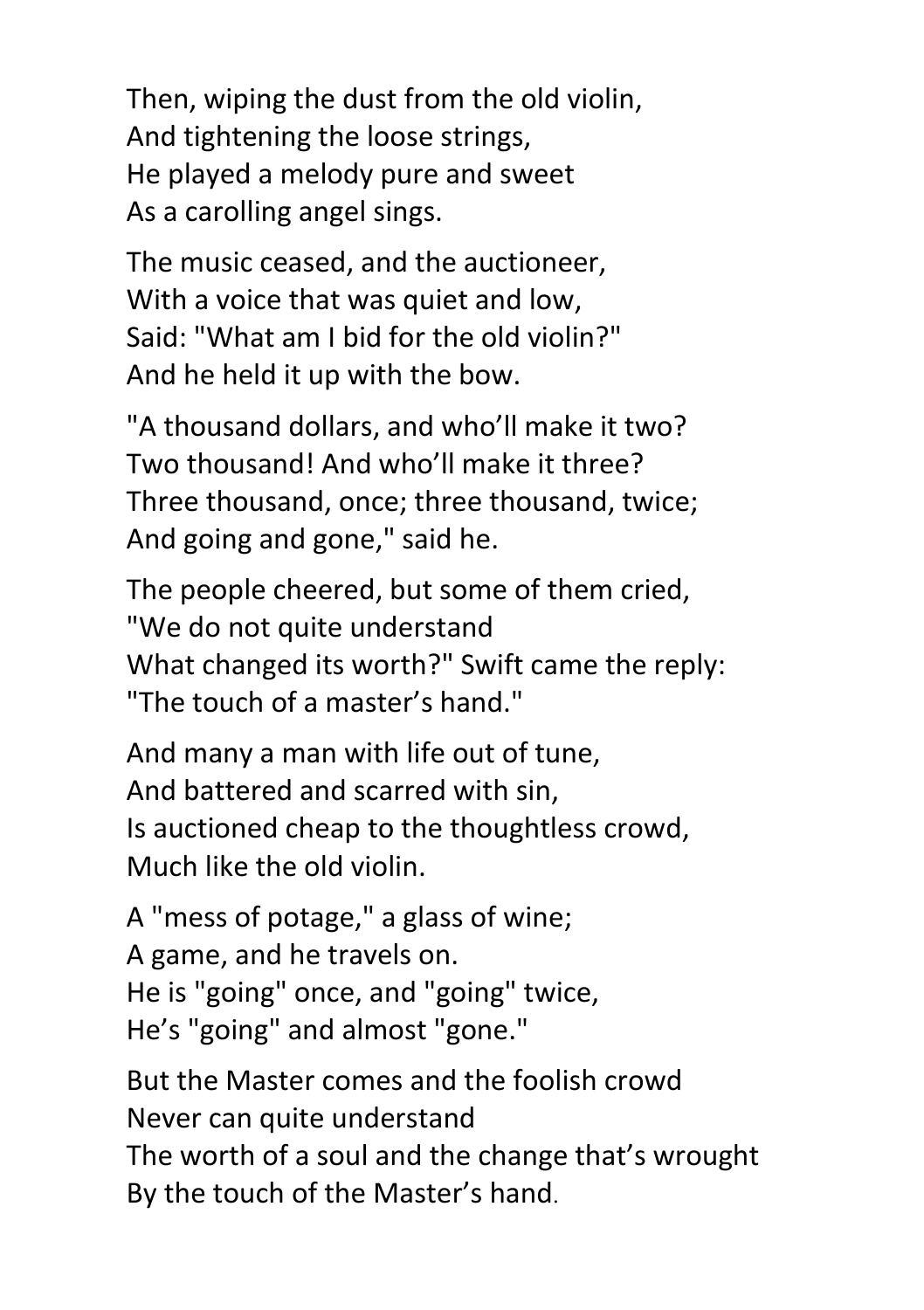Then, wiping the dust from the old violin,
And tightening the loose strings,
He played a melody pure and sweet
As a carolling angel sings.

The music ceased, and the auctioneer,
With a voice that was quiet and low,
Said: "What am I bid for the old violin?"
And he held it up with the bow.

"A thousand dollars, and who'll make it two?
Two thousand! And who'll make it three?
Three thousand, once; three thousand, twice;
And going and gone," said he.

The people cheered, but some of them cried,
"We do not quite understand
What changed its worth?" Swift came the reply:
"The touch of a master's hand."

And many a man with life out of tune,
And battered and scarred with sin,
Is auctioned cheap to the thoughtless crowd,
Much like the old violin.

A "mess of potage," a glass of wine;
A game, and he travels on.
He is "going" once, and "going" twice,
He's "going" and almost "gone."

But the Master comes and the foolish crowd
Never can quite understand
The worth of a soul and the change that's wrought
By the touch of the Master's hand.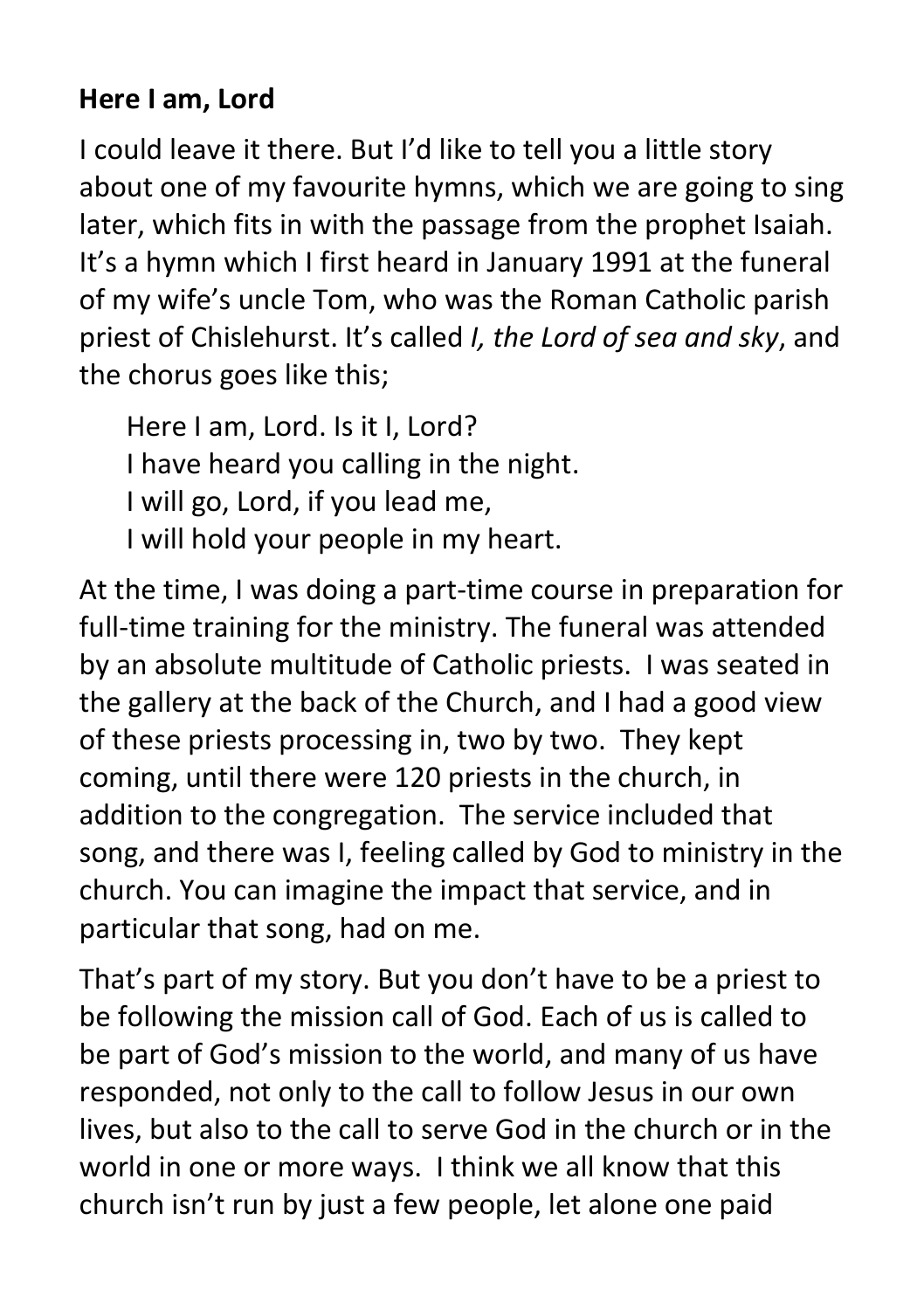**Here I am, Lord**

I could leave it there. But I'd like to tell you a little story about one of my favourite hymns, which we are going to sing later, which fits in with the passage from the prophet Isaiah. It's a hymn which I first heard in January 1991 at the funeral of my wife's uncle Tom, who was the Roman Catholic parish priest of Chislehurst. It's called *I, the Lord of sea and sky*, and the chorus goes like this;

> Here I am, Lord. Is it I, Lord?
> I have heard you calling in the night.
> I will go, Lord, if you lead me,
> I will hold your people in my heart.

At the time, I was doing a part-time course in preparation for full-time training for the ministry. The funeral was attended by an absolute multitude of Catholic priests. I was seated in the gallery at the back of the Church, and I had a good view of these priests processing in, two by two. They kept coming, until there were 120 priests in the church, in addition to the congregation. The service included that song, and there was I, feeling called by God to ministry in the church. You can imagine the impact that service, and in particular that song, had on me.

That's part of my story. But you don't have to be a priest to be following the mission call of God. Each of us is called to be part of God's mission to the world, and many of us have responded, not only to the call to follow Jesus in our own lives, but also to the call to serve God in the church or in the world in one or more ways. I think we all know that this church isn't run by just a few people, let alone one paid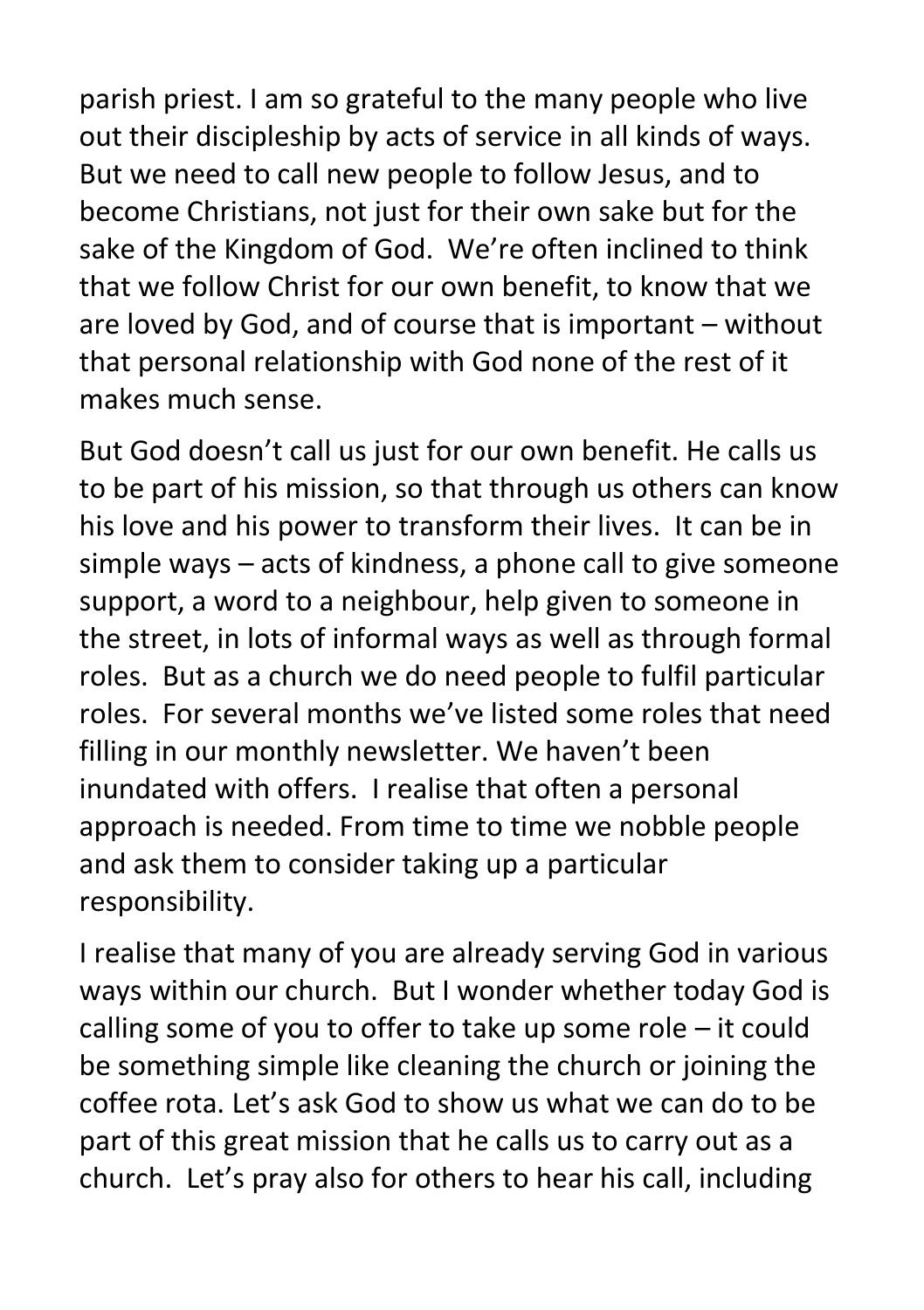parish priest. I am so grateful to the many people who live out their discipleship by acts of service in all kinds of ways. But we need to call new people to follow Jesus, and to become Christians, not just for their own sake but for the sake of the Kingdom of God. We're often inclined to think that we follow Christ for our own benefit, to know that we are loved by God, and of course that is important – without that personal relationship with God none of the rest of it makes much sense.

But God doesn't call us just for our own benefit. He calls us to be part of his mission, so that through us others can know his love and his power to transform their lives. It can be in simple ways – acts of kindness, a phone call to give someone support, a word to a neighbour, help given to someone in the street, in lots of informal ways as well as through formal roles. But as a church we do need people to fulfil particular roles. For several months we've listed some roles that need filling in our monthly newsletter. We haven't been inundated with offers. I realise that often a personal approach is needed. From time to time we nobble people and ask them to consider taking up a particular responsibility.

I realise that many of you are already serving God in various ways within our church. But I wonder whether today God is calling some of you to offer to take up some role – it could be something simple like cleaning the church or joining the coffee rota. Let's ask God to show us what we can do to be part of this great mission that he calls us to carry out as a church. Let's pray also for others to hear his call, including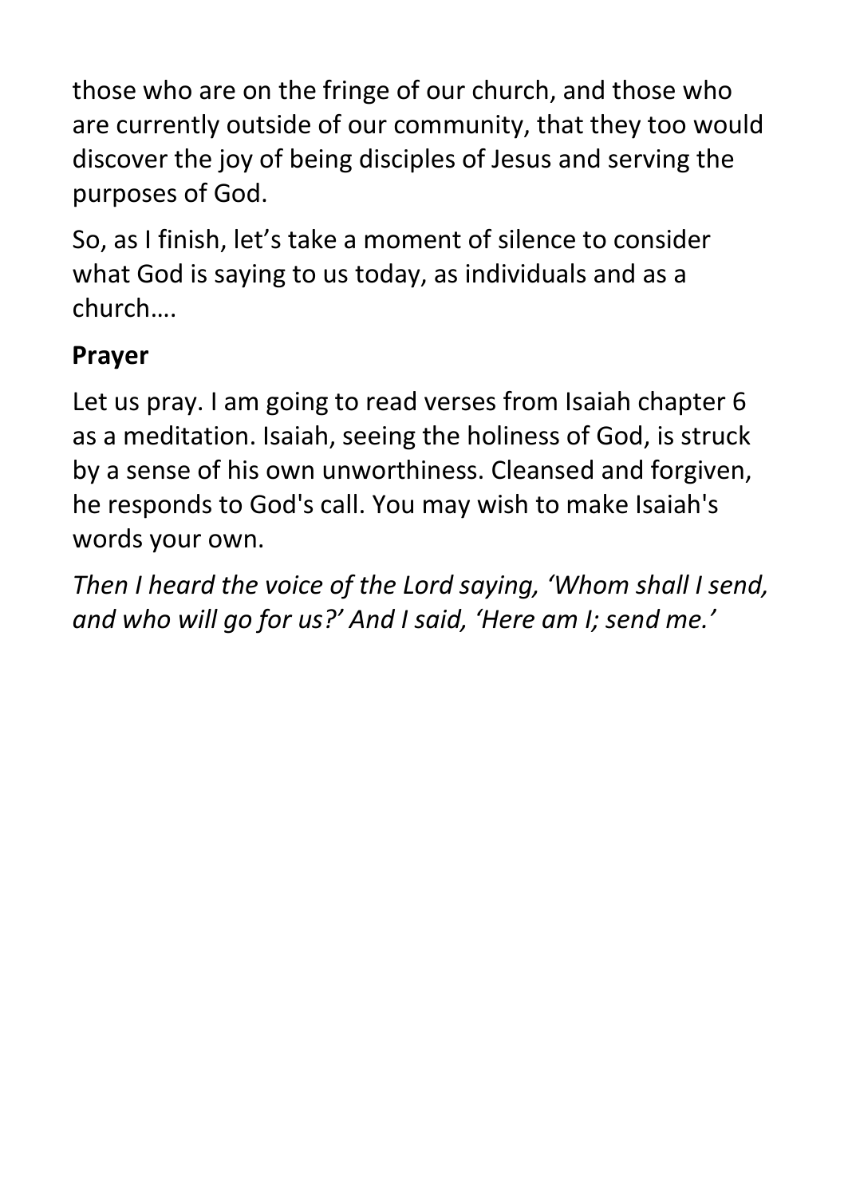those who are on the fringe of our church, and those who are currently outside of our community, that they too would discover the joy of being disciples of Jesus and serving the purposes of God.

So, as I finish, let's take a moment of silence to consider what God is saying to us today, as individuals and as a church….

## Prayer

Let us pray. I am going to read verses from Isaiah chapter 6 as a meditation. Isaiah, seeing the holiness of God, is struck by a sense of his own unworthiness. Cleansed and forgiven, he responds to God's call. You may wish to make Isaiah's words your own.

*Then I heard the voice of the Lord saying, 'Whom shall I send, and who will go for us?' And I said, 'Here am I; send me.'*